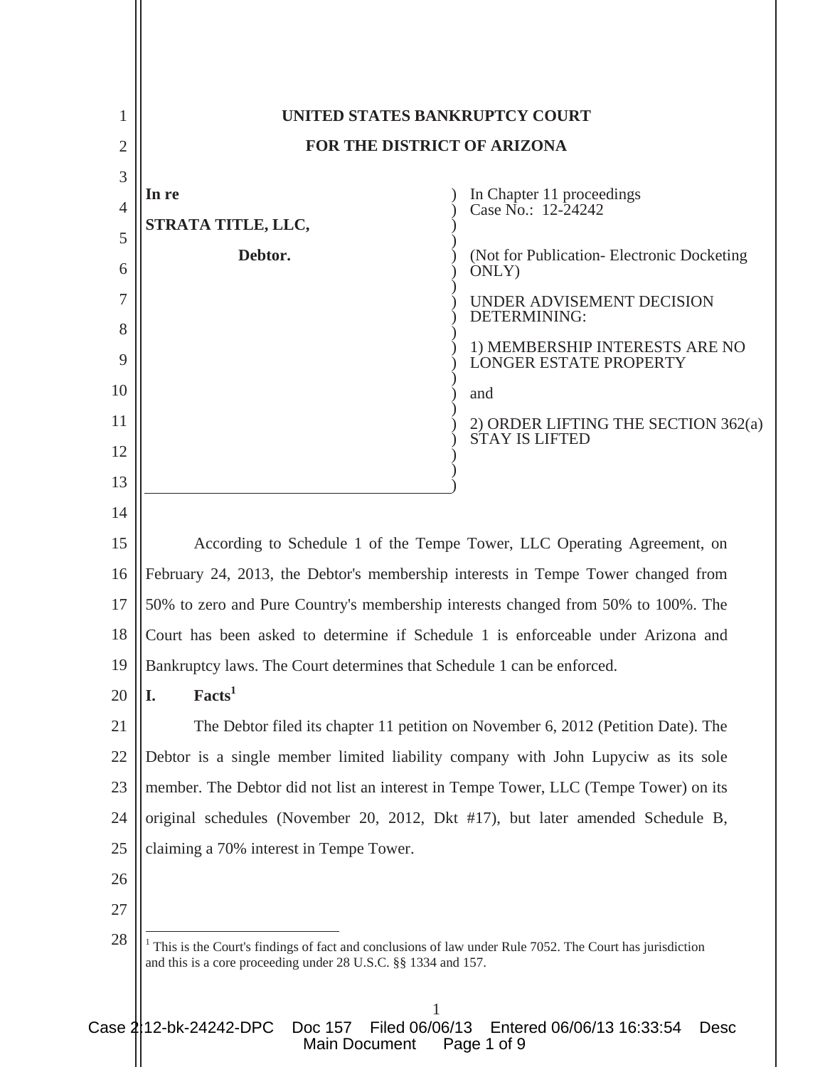**UNITED STATES BANKRUPTCY COURT**

**FOR THE DISTRICT OF ARIZONA**

| | |
|---|---|
| **In re**<br><br>**STRATA TITLE, LLC,**<br><br>**Debtor.** | In Chapter 11 proceedings<br>Case No.: 12-24242<br><br>(Not for Publication- Electronic Docketing ONLY)<br><br>UNDER ADVISEMENT DECISION DETERMINING:<br><br>1) MEMBERSHIP INTERESTS ARE NO LONGER ESTATE PROPERTY<br><br>and<br><br>2) ORDER LIFTING THE SECTION 362(a) STAY IS LIFTED |

According to Schedule 1 of the Tempe Tower, LLC Operating Agreement, on February 24, 2013, the Debtor's membership interests in Tempe Tower changed from 50% to zero and Pure Country's membership interests changed from 50% to 100%. The Court has been asked to determine if Schedule 1 is enforceable under Arizona and Bankruptcy laws. The Court determines that Schedule 1 can be enforced.

## I. Facts[1]

The Debtor filed its chapter 11 petition on November 6, 2012 (Petition Date). The Debtor is a single member limited liability company with John Lupyciw as its sole member. The Debtor did not list an interest in Tempe Tower, LLC (Tempe Tower) on its original schedules (November 20, 2012, Dkt #17), but later amended Schedule B, claiming a 70% interest in Tempe Tower.

---

[1] This is the Court's findings of fact and conclusions of law under Rule 7052. The Court has jurisdiction and this is a core proceeding under 28 U.S.C. §§ 1334 and 157.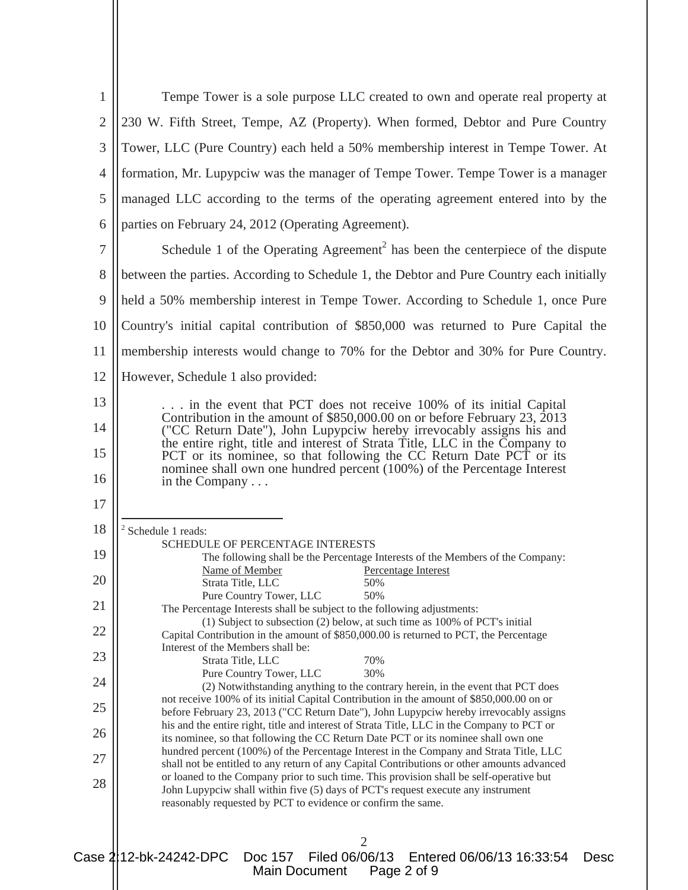Tempe Tower is a sole purpose LLC created to own and operate real property at 230 W. Fifth Street, Tempe, AZ (Property). When formed, Debtor and Pure Country Tower, LLC (Pure Country) each held a 50% membership interest in Tempe Tower. At formation, Mr. Lupypciw was the manager of Tempe Tower. Tempe Tower is a manager managed LLC according to the terms of the operating agreement entered into by the parties on February 24, 2012 (Operating Agreement).

Schedule 1 of the Operating Agreement[2] has been the centerpiece of the dispute between the parties. According to Schedule 1, the Debtor and Pure Country each initially held a 50% membership interest in Tempe Tower. According to Schedule 1, once Pure Country's initial capital contribution of $850,000 was returned to Pure Capital the membership interests would change to 70% for the Debtor and 30% for Pure Country. However, Schedule 1 also provided:

> . . . in the event that PCT does not receive 100% of its initial Capital Contribution in the amount of $850,000.00 on or before February 23, 2013 ("CC Return Date"), John Lupypciw hereby irrevocably assigns his and the entire right, title and interest of Strata Title, LLC in the Company to PCT or its nominee, so that following the CC Return Date PCT or its nominee shall own one hundred percent (100%) of the Percentage Interest in the Company . . .

---

[2] Schedule 1 reads:

SCHEDULE OF PERCENTAGE INTERESTS

The following shall be the Percentage Interests of the Members of the Company:

| Name of Member | Percentage Interest |
|---|---|
| Strata Title, LLC | 50% |
| Pure Country Tower, LLC | 50% |

The Percentage Interests shall be subject to the following adjustments:

(1) Subject to subsection (2) below, at such time as 100% of PCT's initial Capital Contribution in the amount of $850,000.00 is returned to PCT, the Percentage Interest of the Members shall be:

| | |
|---|---|
| Strata Title, LLC | 70% |
| Pure Country Tower, LLC | 30% |

(2) Notwithstanding anything to the contrary herein, in the event that PCT does not receive 100% of its initial Capital Contribution in the amount of $850,000.00 on or before February 23, 2013 ("CC Return Date"), John Lupypciw hereby irrevocably assigns his and the entire right, title and interest of Strata Title, LLC in the Company to PCT or its nominee, so that following the CC Return Date PCT or its nominee shall own one hundred percent (100%) of the Percentage Interest in the Company and Strata Title, LLC shall not be entitled to any return of any Capital Contributions or other amounts advanced or loaned to the Company prior to such time. This provision shall be self-operative but John Lupypciw shall within five (5) days of PCT's request execute any instrument reasonably requested by PCT to evidence or confirm the same.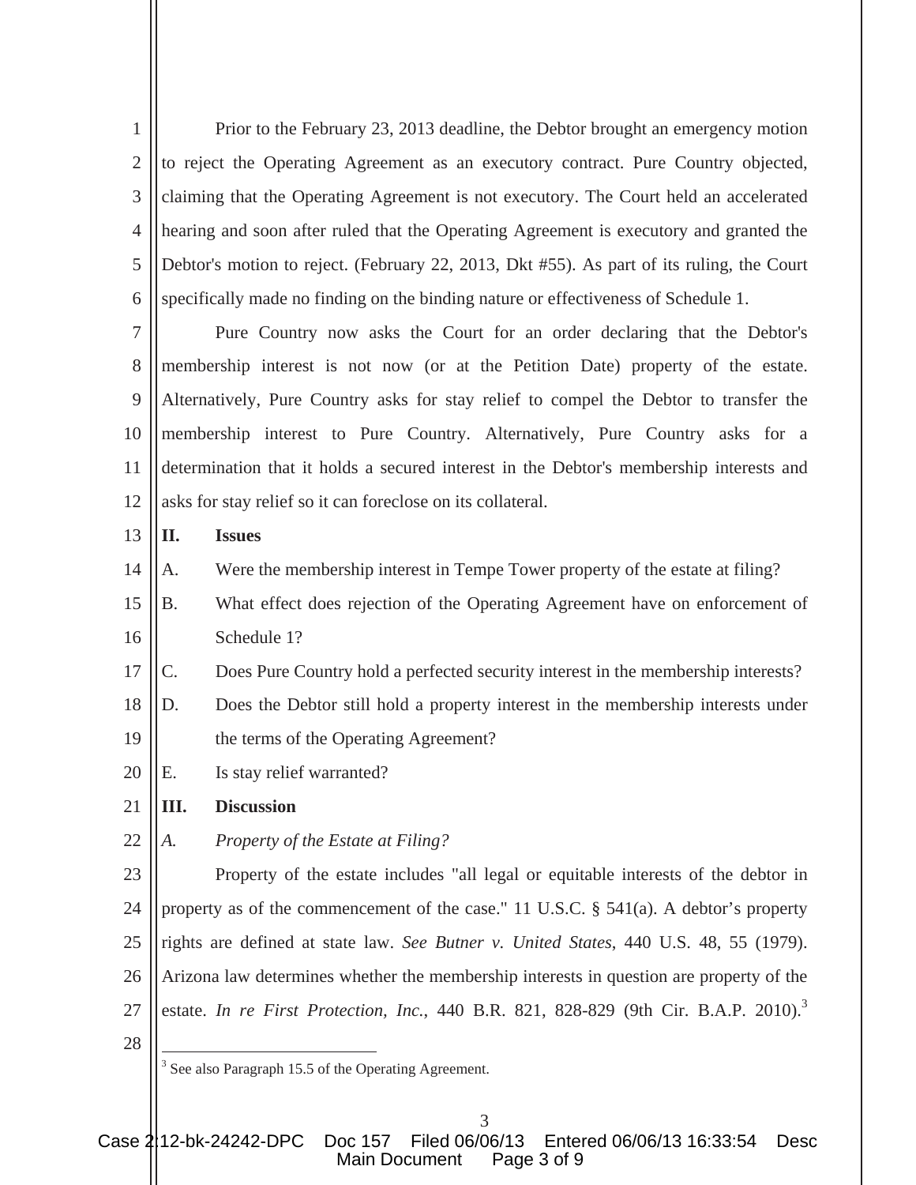Prior to the February 23, 2013 deadline, the Debtor brought an emergency motion to reject the Operating Agreement as an executory contract. Pure Country objected, claiming that the Operating Agreement is not executory. The Court held an accelerated hearing and soon after ruled that the Operating Agreement is executory and granted the Debtor's motion to reject. (February 22, 2013, Dkt #55). As part of its ruling, the Court specifically made no finding on the binding nature or effectiveness of Schedule 1.

Pure Country now asks the Court for an order declaring that the Debtor's membership interest is not now (or at the Petition Date) property of the estate. Alternatively, Pure Country asks for stay relief to compel the Debtor to transfer the membership interest to Pure Country. Alternatively, Pure Country asks for a determination that it holds a secured interest in the Debtor's membership interests and asks for stay relief so it can foreclose on its collateral.

## II. Issues

A. Were the membership interest in Tempe Tower property of the estate at filing?

B. What effect does rejection of the Operating Agreement have on enforcement of Schedule 1?

C. Does Pure Country hold a perfected security interest in the membership interests?

D. Does the Debtor still hold a property interest in the membership interests under the terms of the Operating Agreement?

E. Is stay relief warranted?

## III. Discussion

### *A. Property of the Estate at Filing?*

Property of the estate includes "all legal or equitable interests of the debtor in property as of the commencement of the case." 11 U.S.C. § 541(a). A debtor's property rights are defined at state law. *See Butner v. United States*, 440 U.S. 48, 55 (1979). Arizona law determines whether the membership interests in question are property of the estate. *In re First Protection, Inc.*, 440 B.R. 821, 828-829 (9th Cir. B.A.P. 2010).[3]

[3] See also Paragraph 15.5 of the Operating Agreement.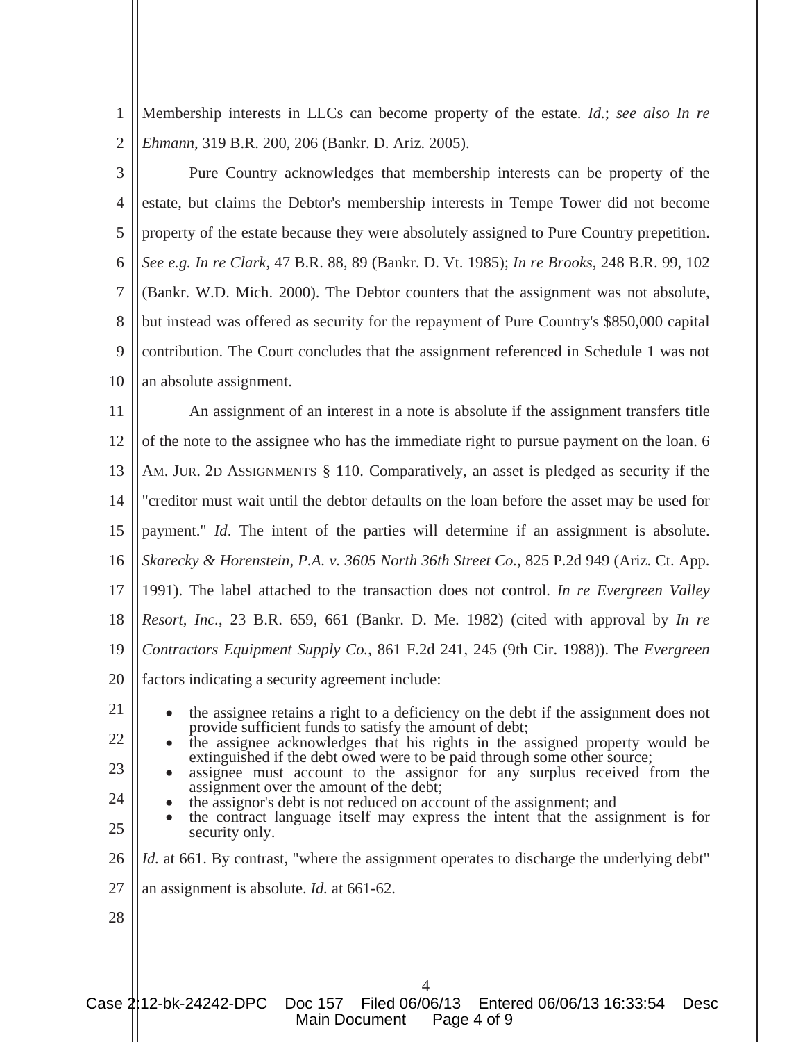Membership interests in LLCs can become property of the estate. *Id.*; *see also In re Ehmann*, 319 B.R. 200, 206 (Bankr. D. Ariz. 2005).

Pure Country acknowledges that membership interests can be property of the estate, but claims the Debtor's membership interests in Tempe Tower did not become property of the estate because they were absolutely assigned to Pure Country prepetition. *See e.g. In re Clark*, 47 B.R. 88, 89 (Bankr. D. Vt. 1985); *In re Brooks*, 248 B.R. 99, 102 (Bankr. W.D. Mich. 2000). The Debtor counters that the assignment was not absolute, but instead was offered as security for the repayment of Pure Country's $850,000 capital contribution. The Court concludes that the assignment referenced in Schedule 1 was not an absolute assignment.

An assignment of an interest in a note is absolute if the assignment transfers title of the note to the assignee who has the immediate right to pursue payment on the loan. 6 AM. JUR. 2D ASSIGNMENTS § 110. Comparatively, an asset is pledged as security if the "creditor must wait until the debtor defaults on the loan before the asset may be used for payment." *Id*. The intent of the parties will determine if an assignment is absolute. *Skarecky & Horenstein, P.A. v. 3605 North 36th Street Co.*, 825 P.2d 949 (Ariz. Ct. App. 1991). The label attached to the transaction does not control. *In re Evergreen Valley Resort, Inc.*, 23 B.R. 659, 661 (Bankr. D. Me. 1982) (cited with approval by *In re Contractors Equipment Supply Co.*, 861 F.2d 241, 245 (9th Cir. 1988)). The *Evergreen* factors indicating a security agreement include:

- the assignee retains a right to a deficiency on the debt if the assignment does not provide sufficient funds to satisfy the amount of debt;
- the assignee acknowledges that his rights in the assigned property would be extinguished if the debt owed were to be paid through some other source;
- assignee must account to the assignor for any surplus received from the assignment over the amount of the debt;
- the assignor's debt is not reduced on account of the assignment; and
- the contract language itself may express the intent that the assignment is for security only.

*Id.* at 661. By contrast, "where the assignment operates to discharge the underlying debt" an assignment is absolute. *Id.* at 661-62.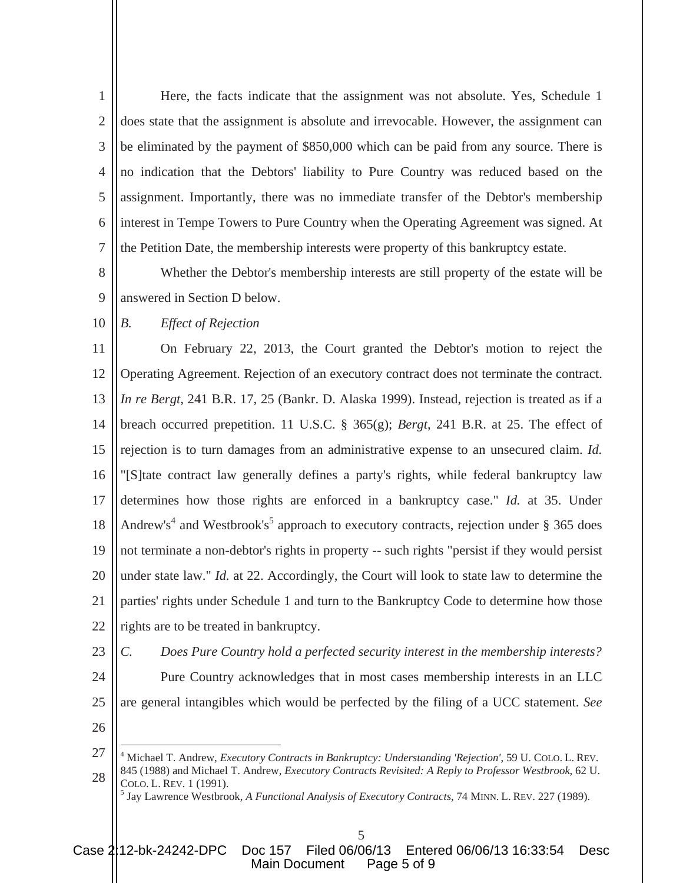Here, the facts indicate that the assignment was not absolute. Yes, Schedule 1 does state that the assignment is absolute and irrevocable. However, the assignment can be eliminated by the payment of $850,000 which can be paid from any source. There is no indication that the Debtors' liability to Pure Country was reduced based on the assignment. Importantly, there was no immediate transfer of the Debtor's membership interest in Tempe Towers to Pure Country when the Operating Agreement was signed. At the Petition Date, the membership interests were property of this bankruptcy estate.

Whether the Debtor's membership interests are still property of the estate will be answered in Section D below.

*B. Effect of Rejection*

On February 22, 2013, the Court granted the Debtor's motion to reject the Operating Agreement. Rejection of an executory contract does not terminate the contract. *In re Bergt*, 241 B.R. 17, 25 (Bankr. D. Alaska 1999). Instead, rejection is treated as if a breach occurred prepetition. 11 U.S.C. § 365(g); *Bergt*, 241 B.R. at 25. The effect of rejection is to turn damages from an administrative expense to an unsecured claim. *Id.* "[S]tate contract law generally defines a party's rights, while federal bankruptcy law determines how those rights are enforced in a bankruptcy case." *Id.* at 35. Under Andrew's[4] and Westbrook's[5] approach to executory contracts, rejection under § 365 does not terminate a non-debtor's rights in property -- such rights "persist if they would persist under state law." *Id.* at 22. Accordingly, the Court will look to state law to determine the parties' rights under Schedule 1 and turn to the Bankruptcy Code to determine how those rights are to be treated in bankruptcy.

*C. Does Pure Country hold a perfected security interest in the membership interests?*

Pure Country acknowledges that in most cases membership interests in an LLC are general intangibles which would be perfected by the filing of a UCC statement. *See*

---

[4] Michael T. Andrew, *Executory Contracts in Bankruptcy: Understanding 'Rejection'*, 59 U. COLO. L. REV. 845 (1988) and Michael T. Andrew, *Executory Contracts Revisited: A Reply to Professor Westbrook*, 62 U. COLO. L. REV. 1 (1991).

[5] Jay Lawrence Westbrook, *A Functional Analysis of Executory Contracts*, 74 MINN. L. REV. 227 (1989).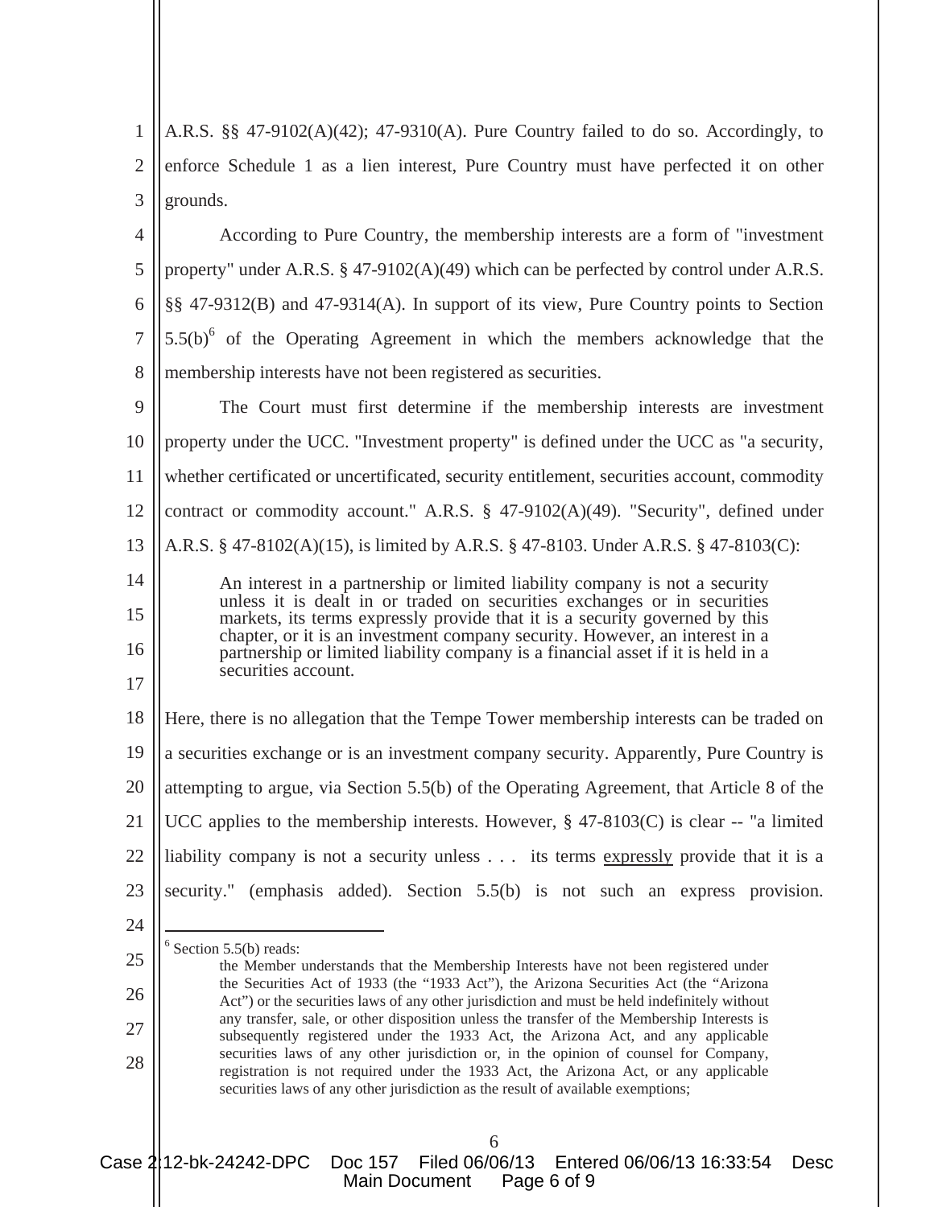A.R.S. §§ 47-9102(A)(42); 47-9310(A). Pure Country failed to do so. Accordingly, to enforce Schedule 1 as a lien interest, Pure Country must have perfected it on other grounds.

According to Pure Country, the membership interests are a form of "investment property" under A.R.S. § 47-9102(A)(49) which can be perfected by control under A.R.S. §§ 47-9312(B) and 47-9314(A). In support of its view, Pure Country points to Section 5.5(b)[6] of the Operating Agreement in which the members acknowledge that the membership interests have not been registered as securities.

The Court must first determine if the membership interests are investment property under the UCC. "Investment property" is defined under the UCC as "a security, whether certificated or uncertificated, security entitlement, securities account, commodity contract or commodity account." A.R.S. § 47-9102(A)(49). "Security", defined under A.R.S. § 47-8102(A)(15), is limited by A.R.S. § 47-8103. Under A.R.S. § 47-8103(C):

> An interest in a partnership or limited liability company is not a security unless it is dealt in or traded on securities exchanges or in securities markets, its terms expressly provide that it is a security governed by this chapter, or it is an investment company security. However, an interest in a partnership or limited liability company is a financial asset if it is held in a securities account.

Here, there is no allegation that the Tempe Tower membership interests can be traded on a securities exchange or is an investment company security. Apparently, Pure Country is attempting to argue, via Section 5.5(b) of the Operating Agreement, that Article 8 of the UCC applies to the membership interests. However, § 47-8103(C) is clear -- "a limited liability company is not a security unless . . . its terms <u>expressly</u> provide that it is a security." (emphasis added). Section 5.5(b) is not such an express provision.

---

[6] Section 5.5(b) reads:

> the Member understands that the Membership Interests have not been registered under the Securities Act of 1933 (the "1933 Act"), the Arizona Securities Act (the "Arizona Act") or the securities laws of any other jurisdiction and must be held indefinitely without any transfer, sale, or other disposition unless the transfer of the Membership Interests is subsequently registered under the 1933 Act, the Arizona Act, and any applicable securities laws of any other jurisdiction or, in the opinion of counsel for Company, registration is not required under the 1933 Act, the Arizona Act, or any applicable securities laws of any other jurisdiction as the result of available exemptions;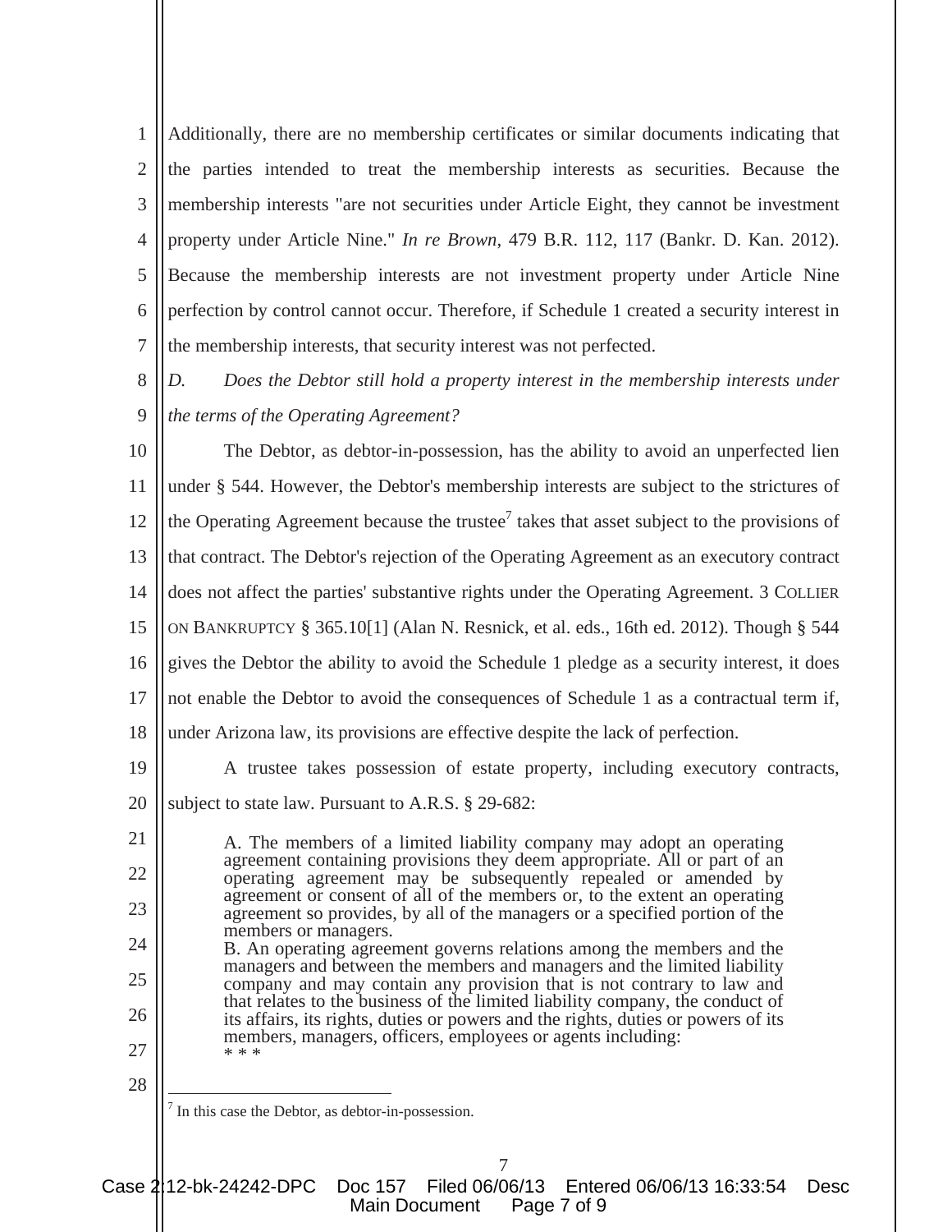Additionally, there are no membership certificates or similar documents indicating that the parties intended to treat the membership interests as securities. Because the membership interests "are not securities under Article Eight, they cannot be investment property under Article Nine." *In re Brown*, 479 B.R. 112, 117 (Bankr. D. Kan. 2012). Because the membership interests are not investment property under Article Nine perfection by control cannot occur. Therefore, if Schedule 1 created a security interest in the membership interests, that security interest was not perfected.

*D. Does the Debtor still hold a property interest in the membership interests under the terms of the Operating Agreement?*

The Debtor, as debtor-in-possession, has the ability to avoid an unperfected lien under § 544. However, the Debtor's membership interests are subject to the strictures of the Operating Agreement because the trustee[7] takes that asset subject to the provisions of that contract. The Debtor's rejection of the Operating Agreement as an executory contract does not affect the parties' substantive rights under the Operating Agreement. 3 COLLIER ON BANKRUPTCY § 365.10[1] (Alan N. Resnick, et al. eds., 16th ed. 2012). Though § 544 gives the Debtor the ability to avoid the Schedule 1 pledge as a security interest, it does not enable the Debtor to avoid the consequences of Schedule 1 as a contractual term if, under Arizona law, its provisions are effective despite the lack of perfection.

A trustee takes possession of estate property, including executory contracts, subject to state law. Pursuant to A.R.S. § 29-682:

> A. The members of a limited liability company may adopt an operating agreement containing provisions they deem appropriate. All or part of an operating agreement may be subsequently repealed or amended by agreement or consent of all of the members or, to the extent an operating agreement so provides, by all of the managers or a specified portion of the members or managers.
> B. An operating agreement governs relations among the members and the managers and between the members and managers and the limited liability company and may contain any provision that is not contrary to law and that relates to the business of the limited liability company, the conduct of its affairs, its rights, duties or powers and the rights, duties or powers of its members, managers, officers, employees or agents including:
> * * *

[7] In this case the Debtor, as debtor-in-possession.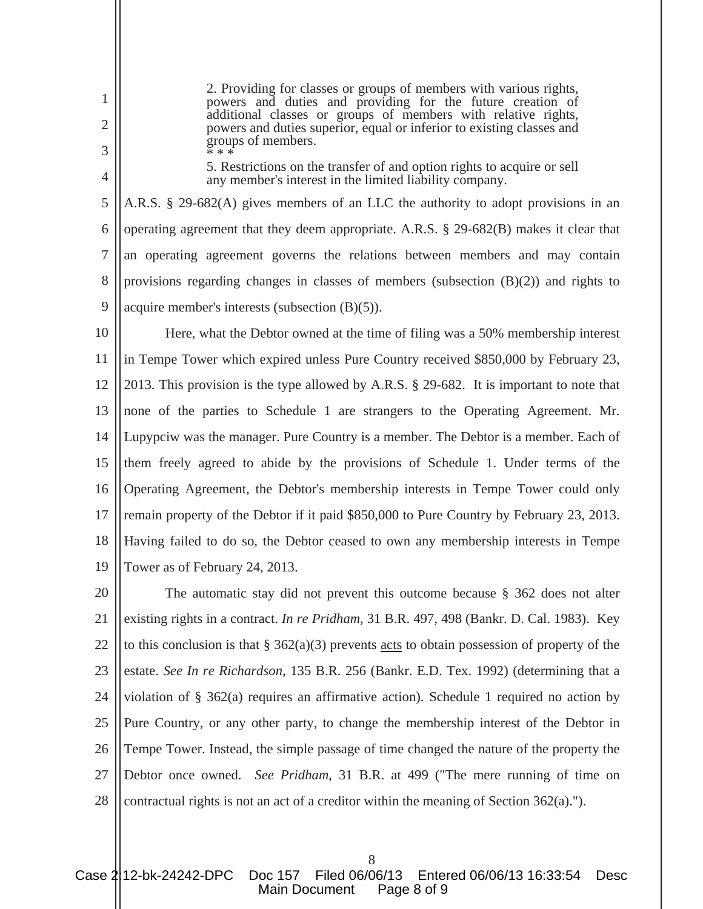> 2. Providing for classes or groups of members with various rights, powers and duties and providing for the future creation of additional classes or groups of members with relative rights, powers and duties superior, equal or inferior to existing classes and groups of members.
>
> * * *
>
> 5. Restrictions on the transfer of and option rights to acquire or sell any member's interest in the limited liability company.

A.R.S. § 29-682(A) gives members of an LLC the authority to adopt provisions in an operating agreement that they deem appropriate. A.R.S. § 29-682(B) makes it clear that an operating agreement governs the relations between members and may contain provisions regarding changes in classes of members (subsection (B)(2)) and rights to acquire member's interests (subsection (B)(5)).

Here, what the Debtor owned at the time of filing was a 50% membership interest in Tempe Tower which expired unless Pure Country received $850,000 by February 23, 2013. This provision is the type allowed by A.R.S. § 29-682. It is important to note that none of the parties to Schedule 1 are strangers to the Operating Agreement. Mr. Lupypciw was the manager. Pure Country is a member. The Debtor is a member. Each of them freely agreed to abide by the provisions of Schedule 1. Under terms of the Operating Agreement, the Debtor's membership interests in Tempe Tower could only remain property of the Debtor if it paid $850,000 to Pure Country by February 23, 2013. Having failed to do so, the Debtor ceased to own any membership interests in Tempe Tower as of February 24, 2013.

The automatic stay did not prevent this outcome because § 362 does not alter existing rights in a contract. *In re Pridham*, 31 B.R. 497, 498 (Bankr. D. Cal. 1983). Key to this conclusion is that § 362(a)(3) prevents acts to obtain possession of property of the estate. *See In re Richardson*, 135 B.R. 256 (Bankr. E.D. Tex. 1992) (determining that a violation of § 362(a) requires an affirmative action). Schedule 1 required no action by Pure Country, or any other party, to change the membership interest of the Debtor in Tempe Tower. Instead, the simple passage of time changed the nature of the property the Debtor once owned. *See Pridham*, 31 B.R. at 499 ("The mere running of time on contractual rights is not an act of a creditor within the meaning of Section 362(a).").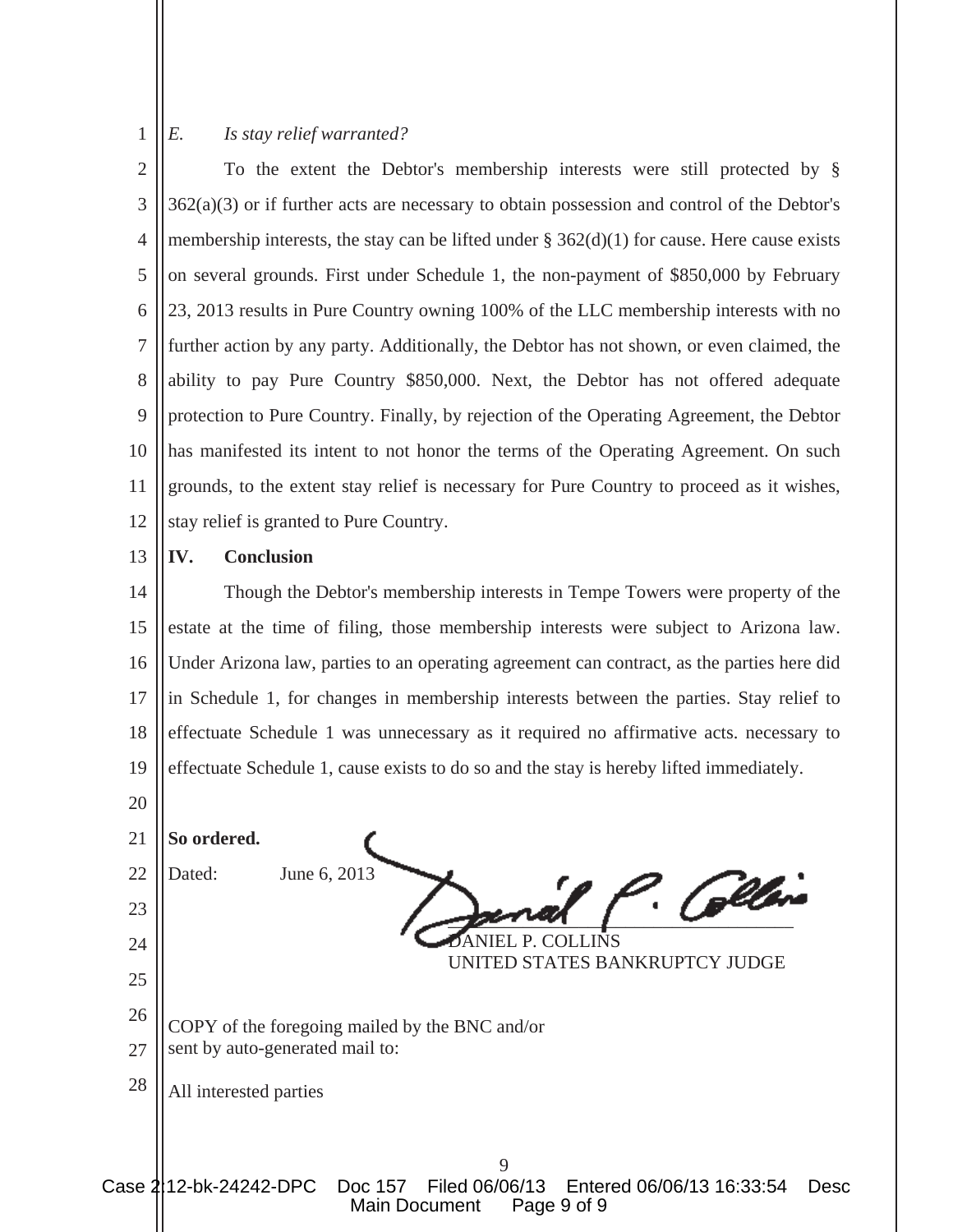*E. Is stay relief warranted?*

To the extent the Debtor's membership interests were still protected by § 362(a)(3) or if further acts are necessary to obtain possession and control of the Debtor's membership interests, the stay can be lifted under § 362(d)(1) for cause. Here cause exists on several grounds. First under Schedule 1, the non-payment of $850,000 by February 23, 2013 results in Pure Country owning 100% of the LLC membership interests with no further action by any party. Additionally, the Debtor has not shown, or even claimed, the ability to pay Pure Country $850,000. Next, the Debtor has not offered adequate protection to Pure Country. Finally, by rejection of the Operating Agreement, the Debtor has manifested its intent to not honor the terms of the Operating Agreement. On such grounds, to the extent stay relief is necessary for Pure Country to proceed as it wishes, stay relief is granted to Pure Country.

## IV. Conclusion

Though the Debtor's membership interests in Tempe Towers were property of the estate at the time of filing, those membership interests were subject to Arizona law. Under Arizona law, parties to an operating agreement can contract, as the parties here did in Schedule 1, for changes in membership interests between the parties. Stay relief to effectuate Schedule 1 was unnecessary as it required no affirmative acts. necessary to effectuate Schedule 1, cause exists to do so and the stay is hereby lifted immediately.

**So ordered.**

Dated: June 6, 2013

DANIEL P. COLLINS
UNITED STATES BANKRUPTCY JUDGE

COPY of the foregoing mailed by the BNC and/or sent by auto-generated mail to:

All interested parties